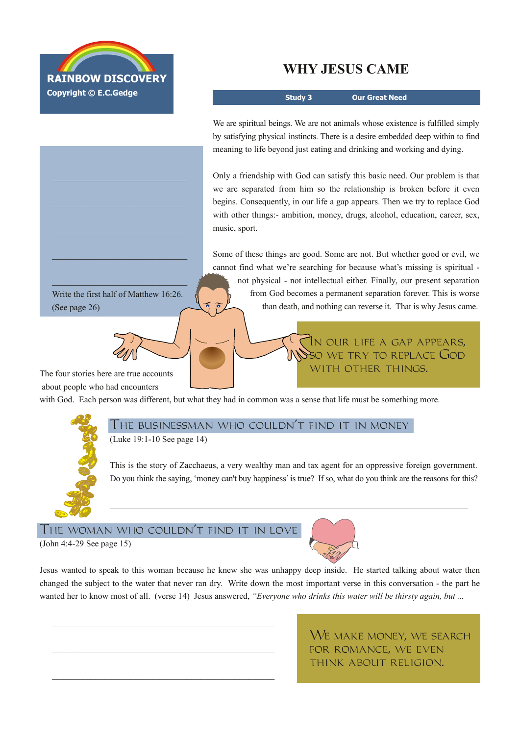RAINBOW DISCOVERY

Copyright © E.C.Gedge

# WHY JESUS CAME

**Study 3 Our Great Need**

We are spiritual beings. We are not animals whose existence is fulfilled simply by satisfying physical instincts. There is a desire embedded deep within to find meaning to life beyond just eating and drinking and working and dying.

Only a friendship with God can satisfy this basic need. Our problem is that we are separated from him so the relationship is broken before it even begins. Consequently, in our life a gap appears. Then we try to replace God with other things:- ambition, money, drugs, alcohol, education, career, sex, music, sport.

Some of these things are good. Some are not. But whether good or evil, we cannot find what we're searching for because what's missing is spiritual - not physical - not intellectual either. Finally, our present separation from God becomes a permanent separation forever. This is worse than death, and nothing can reverse it. That is why Jesus came.

_______________________________

_______________________________

_______________________________

_______________________________

_______________________________

Write the first half of Matthew 16:26. (See page 26)

IN OUR LIFE A GAP APPEARS, SO WE TRY TO REPLACE GOD WITH OTHER THINGS.

The four stories here are true accounts about people who had encounters with God. Each person was different, but what they had in common was a sense that life must be something more.

## THE BUSINESSMAN WHO COULDN'T FIND IT IN MONEY

(Luke 19:1-10 See page 14)

This is the story of Zacchaeus, a very wealthy man and tax agent for an oppressive foreign government. Do you think the saying, 'money can't buy happiness' is true? If so, what do you think are the reasons for this?

_______________________________________________________________

## THE WOMAN WHO COULDN'T FIND IT IN LOVE

(John 4:4-29 See page 15)

Jesus wanted to speak to this woman because he knew she was unhappy deep inside. He started talking about water then changed the subject to the water that never ran dry. Write down the most important verse in this conversation - the part he wanted her to know most of all. (verse 14) Jesus answered, *"Everyone who drinks this water will be thirsty again, but ...*

_____________________________________________

_____________________________________________

_____________________________________________

WE MAKE MONEY, WE SEARCH FOR ROMANCE, WE EVEN THINK ABOUT RELIGION.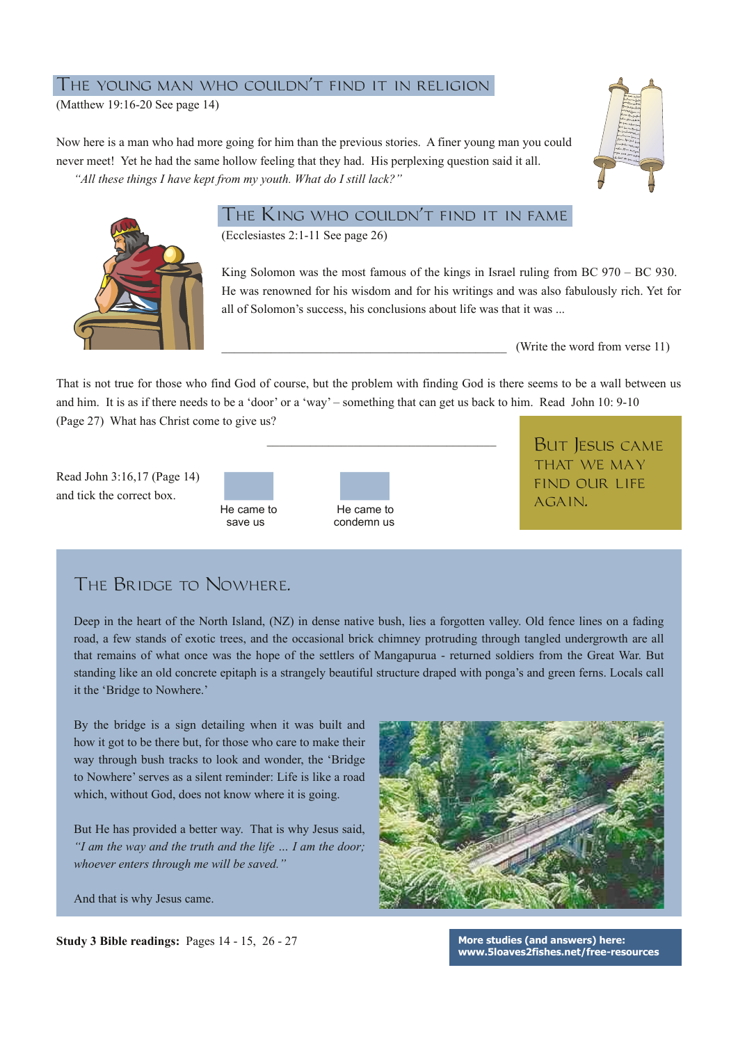## The young man who couldn't find it in religion

(Matthew 19:16-20 See page 14)

Now here is a man who had more going for him than the previous stories. A finer young man you could never meet! Yet he had the same hollow feeling that they had. His perplexing question said it all.

*"All these things I have kept from my youth. What do I still lack?"*

## The King who couldn't find it in fame

(Ecclesiastes 2:1-11 See page 26)

King Solomon was the most famous of the kings in Israel ruling from BC 970 – BC 930. He was renowned for his wisdom and for his writings and was also fabulously rich. Yet for all of Solomon's success, his conclusions about life was that it was ...

\_\_\_\_\_\_\_\_\_\_\_\_\_\_\_\_\_\_\_\_\_\_\_\_\_\_\_\_\_\_\_\_\_\_\_\_ (Write the word from verse 11)

That is not true for those who find God of course, but the problem with finding God is there seems to be a wall between us and him. It is as if there needs to be a 'door' or a 'way' – something that can get us back to him. Read John 10: 9-10 (Page 27) What has Christ come to give us?

\_\_\_\_\_\_\_\_\_\_\_\_\_\_\_\_\_\_\_\_\_\_\_\_\_\_\_\_\_\_\_\_

Read John 3:16,17 (Page 14) and tick the correct box.

☐ He came to save us

☐ He came to condemn us

**But Jesus came that we may find our life again.**

## The Bridge to Nowhere.

Deep in the heart of the North Island, (NZ) in dense native bush, lies a forgotten valley. Old fence lines on a fading road, a few stands of exotic trees, and the occasional brick chimney protruding through tangled undergrowth are all that remains of what once was the hope of the settlers of Mangapurua - returned soldiers from the Great War. But standing like an old concrete epitaph is a strangely beautiful structure draped with ponga's and green ferns. Locals call it the 'Bridge to Nowhere.'

By the bridge is a sign detailing when it was built and how it got to be there but, for those who care to make their way through bush tracks to look and wonder, the 'Bridge to Nowhere' serves as a silent reminder: Life is like a road which, without God, does not know where it is going.

But He has provided a better way. That is why Jesus said, *"I am the way and the truth and the life ... I am the door; whoever enters through me will be saved."*

And that is why Jesus came.

**Study 3 Bible readings:** Pages 14 - 15, 26 - 27

**More studies (and answers) here: www.5loaves2fishes.net/free-resources**